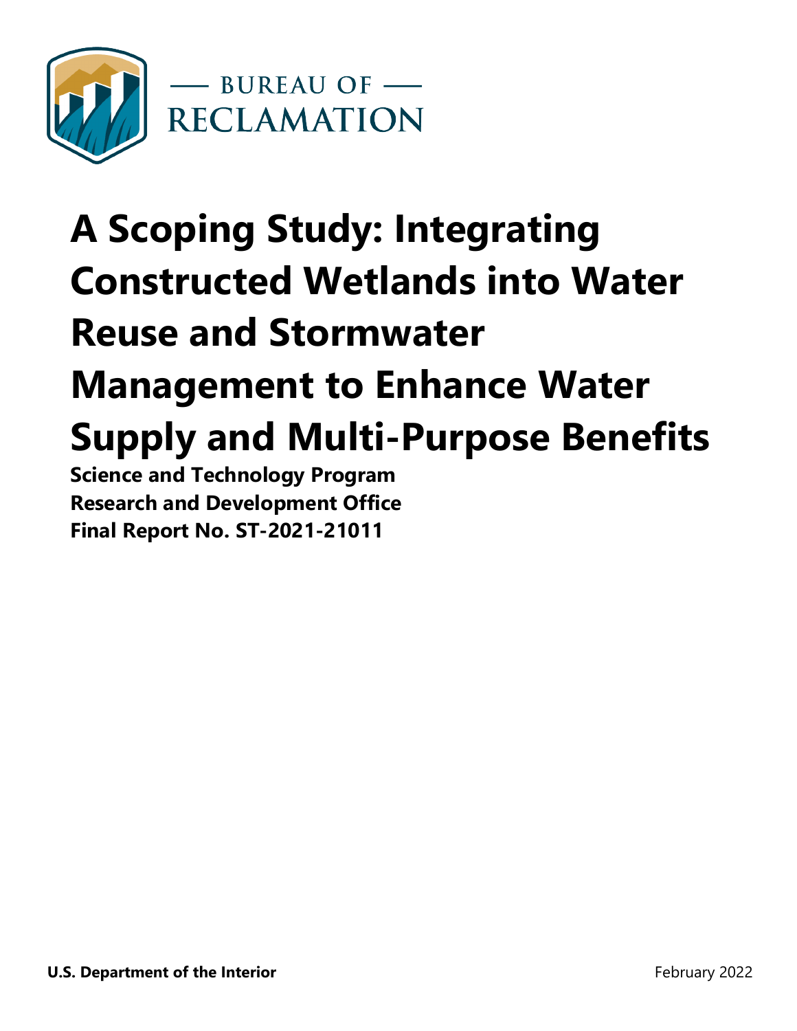— BUREAU OF —
RECLAMATION

# A Scoping Study: Integrating Constructed Wetlands into Water Reuse and Stormwater Management to Enhance Water Supply and Multi-Purpose Benefits

**Science and Technology Program**
**Research and Development Office**
**Final Report No. ST-2021-21011**

**U.S. Department of the Interior**

February 2022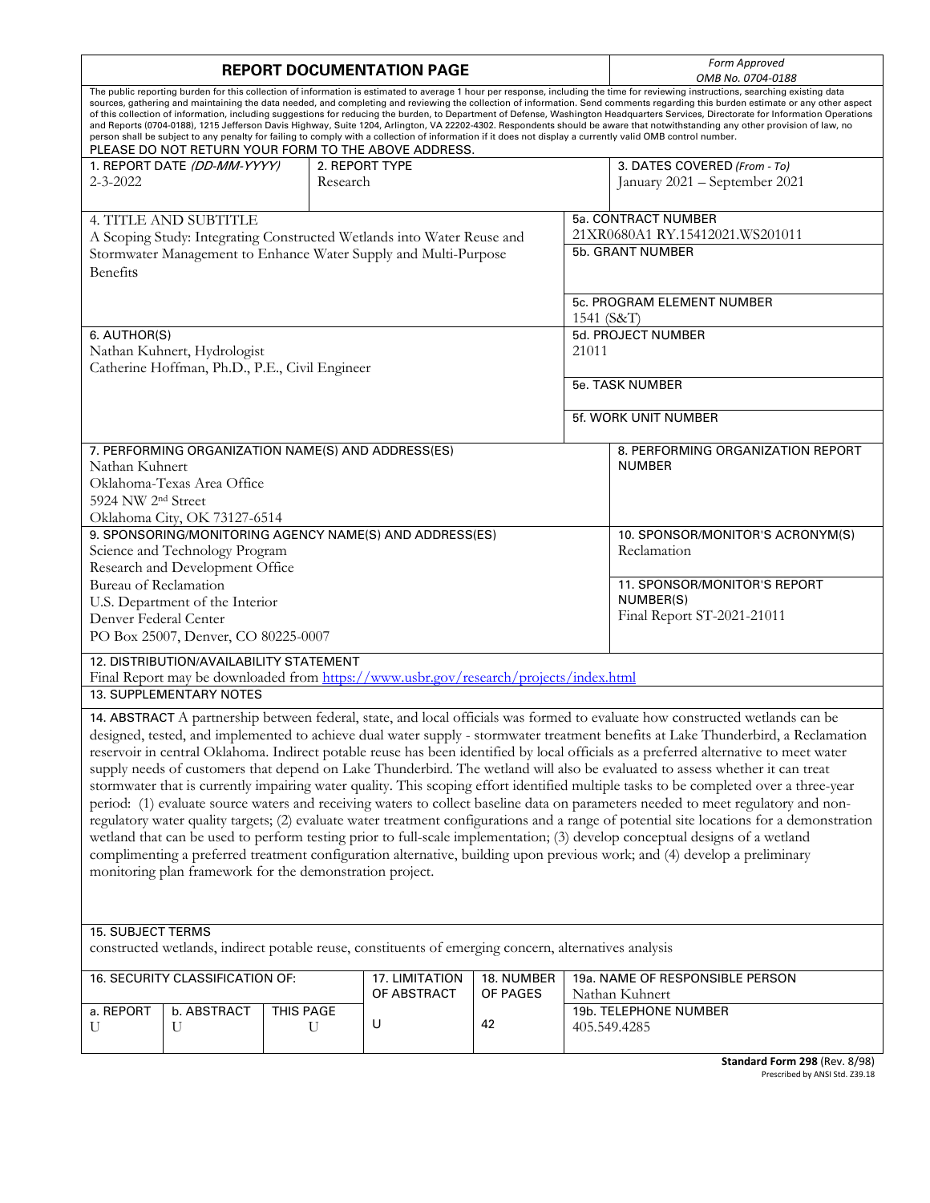# REPORT DOCUMENTATION PAGE

*Form Approved*
*OMB No. 0704-0188*

The public reporting burden for this collection of information is estimated to average 1 hour per response, including the time for reviewing instructions, searching existing data sources, gathering and maintaining the data needed, and completing and reviewing the collection of information. Send comments regarding this burden estimate or any other aspect of this collection of information, including suggestions for reducing the burden, to Department of Defense, Washington Headquarters Services, Directorate for Information Operations and Reports (0704-0188), 1215 Jefferson Davis Highway, Suite 1204, Arlington, VA 22202-4302. Respondents should be aware that notwithstanding any other provision of law, no person shall be subject to any penalty for failing to comply with a collection of information if it does not display a currently valid OMB control number.

PLEASE DO NOT RETURN YOUR FORM TO THE ABOVE ADDRESS.

| 1. REPORT DATE *(DD-MM-YYYY)* | 2. REPORT TYPE | 3. DATES COVERED *(From - To)* |
|---|---|---|
| 2-3-2022 | Research | January 2021 – September 2021 |

**4. TITLE AND SUBTITLE**
A Scoping Study: Integrating Constructed Wetlands into Water Reuse and Stormwater Management to Enhance Water Supply and Multi-Purpose Benefits

**5a. CONTRACT NUMBER**
21XR0680A1 RY.15412021.WS201011

**5b. GRANT NUMBER**

**5c. PROGRAM ELEMENT NUMBER**
1541 (S&T)

**6. AUTHOR(S)**
Nathan Kuhnert, Hydrologist
Catherine Hoffman, Ph.D., P.E., Civil Engineer

**5d. PROJECT NUMBER**
21011

**5e. TASK NUMBER**

**5f. WORK UNIT NUMBER**

**7. PERFORMING ORGANIZATION NAME(S) AND ADDRESS(ES)**
Nathan Kuhnert
Oklahoma-Texas Area Office
5924 NW 2nd Street
Oklahoma City, OK 73127-6514

**8. PERFORMING ORGANIZATION REPORT NUMBER**

**9. SPONSORING/MONITORING AGENCY NAME(S) AND ADDRESS(ES)**
Science and Technology Program
Research and Development Office
Bureau of Reclamation
U.S. Department of the Interior
Denver Federal Center
PO Box 25007, Denver, CO 80225-0007

**10. SPONSOR/MONITOR'S ACRONYM(S)**
Reclamation

**11. SPONSOR/MONITOR'S REPORT NUMBER(S)**
Final Report ST-2021-21011

**12. DISTRIBUTION/AVAILABILITY STATEMENT**
Final Report may be downloaded from https://www.usbr.gov/research/projects/index.html

**13. SUPPLEMENTARY NOTES**

**14. ABSTRACT** A partnership between federal, state, and local officials was formed to evaluate how constructed wetlands can be designed, tested, and implemented to achieve dual water supply - stormwater treatment benefits at Lake Thunderbird, a Reclamation reservoir in central Oklahoma. Indirect potable reuse has been identified by local officials as a preferred alternative to meet water supply needs of customers that depend on Lake Thunderbird. The wetland will also be evaluated to assess whether it can treat stormwater that is currently impairing water quality. This scoping effort identified multiple tasks to be completed over a three-year period: (1) evaluate source waters and receiving waters to collect baseline data on parameters needed to meet regulatory and non-regulatory water quality targets; (2) evaluate water treatment configurations and a range of potential site locations for a demonstration wetland that can be used to perform testing prior to full-scale implementation; (3) develop conceptual designs of a wetland complimenting a preferred treatment configuration alternative, building upon previous work; and (4) develop a preliminary monitoring plan framework for the demonstration project.

**15. SUBJECT TERMS**
constructed wetlands, indirect potable reuse, constituents of emerging concern, alternatives analysis

| 16. SECURITY CLASSIFICATION OF: | | | 17. LIMITATION OF ABSTRACT | 18. NUMBER OF PAGES | 19a. NAME OF RESPONSIBLE PERSON |
|---|---|---|---|---|---|
| a. REPORT | b. ABSTRACT | THIS PAGE | | | Nathan Kuhnert |
| U | U | U | U | 42 | 19b. TELEPHONE NUMBER<br>405.549.4285 |

**Standard Form 298** (Rev. 8/98)
Prescribed by ANSI Std. Z39.18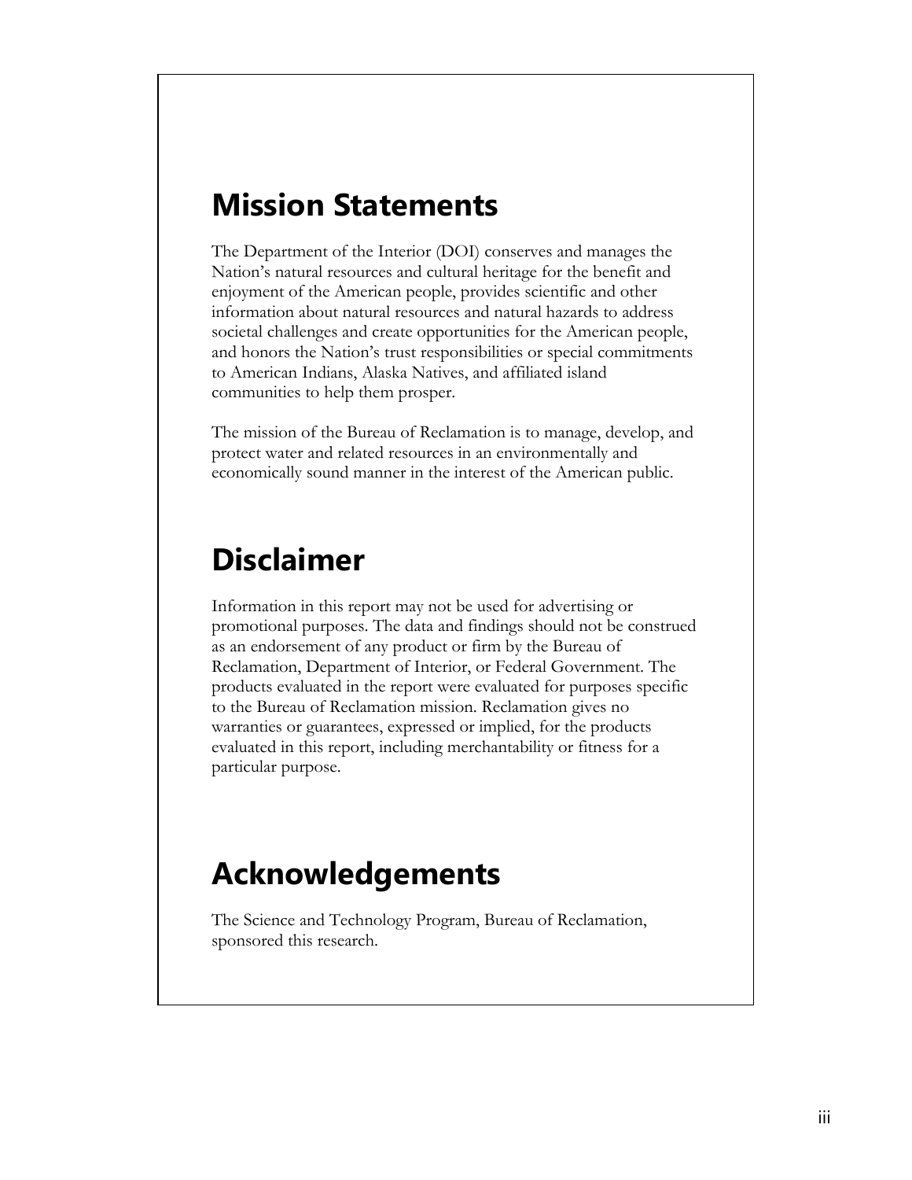# Mission Statements

The Department of the Interior (DOI) conserves and manages the Nation's natural resources and cultural heritage for the benefit and enjoyment of the American people, provides scientific and other information about natural resources and natural hazards to address societal challenges and create opportunities for the American people, and honors the Nation's trust responsibilities or special commitments to American Indians, Alaska Natives, and affiliated island communities to help them prosper.

The mission of the Bureau of Reclamation is to manage, develop, and protect water and related resources in an environmentally and economically sound manner in the interest of the American public.

# Disclaimer

Information in this report may not be used for advertising or promotional purposes. The data and findings should not be construed as an endorsement of any product or firm by the Bureau of Reclamation, Department of Interior, or Federal Government. The products evaluated in the report were evaluated for purposes specific to the Bureau of Reclamation mission. Reclamation gives no warranties or guarantees, expressed or implied, for the products evaluated in this report, including merchantability or fitness for a particular purpose.

# Acknowledgements

The Science and Technology Program, Bureau of Reclamation, sponsored this research.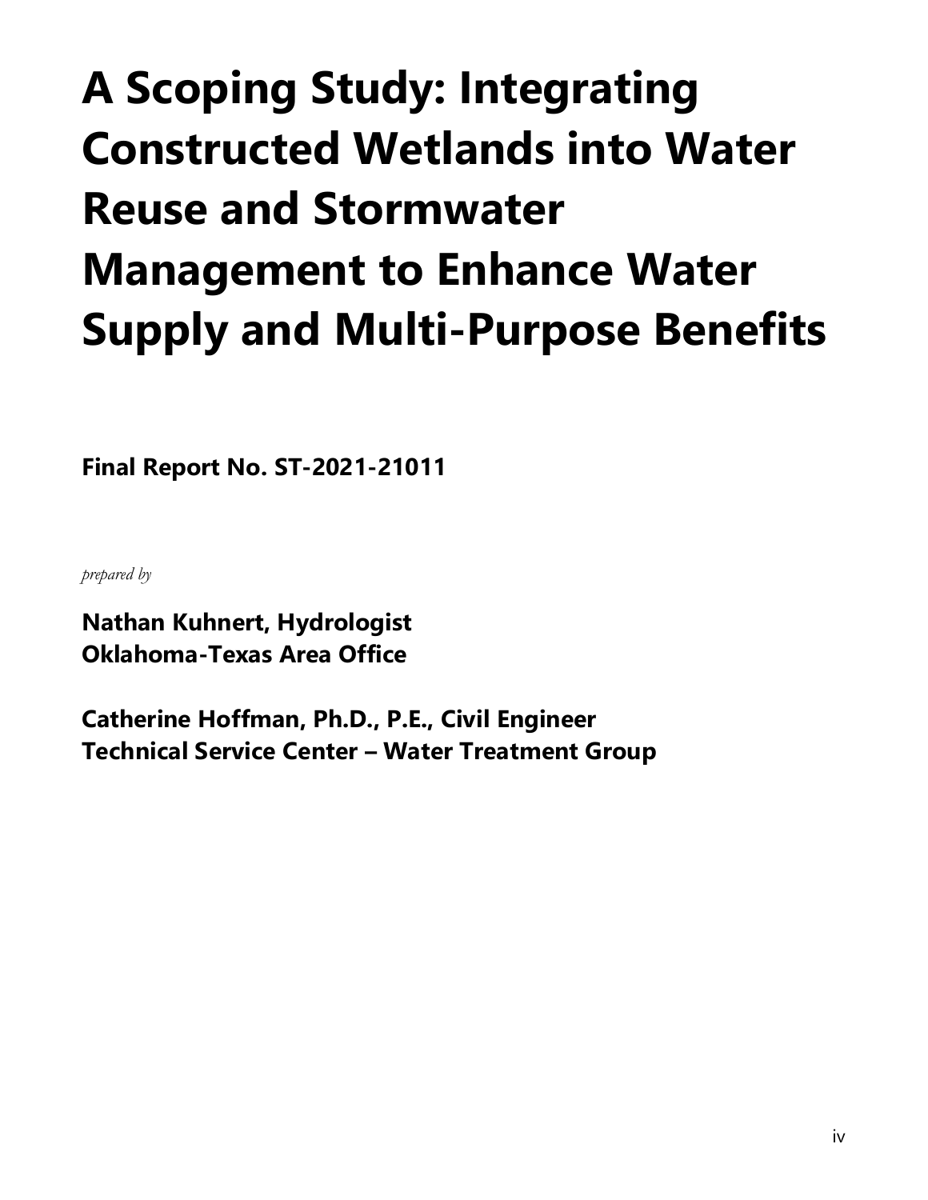# A Scoping Study: Integrating Constructed Wetlands into Water Reuse and Stormwater Management to Enhance Water Supply and Multi-Purpose Benefits

**Final Report No. ST-2021-21011**

*prepared by*

**Nathan Kuhnert, Hydrologist**
**Oklahoma-Texas Area Office**

**Catherine Hoffman, Ph.D., P.E., Civil Engineer**
**Technical Service Center – Water Treatment Group**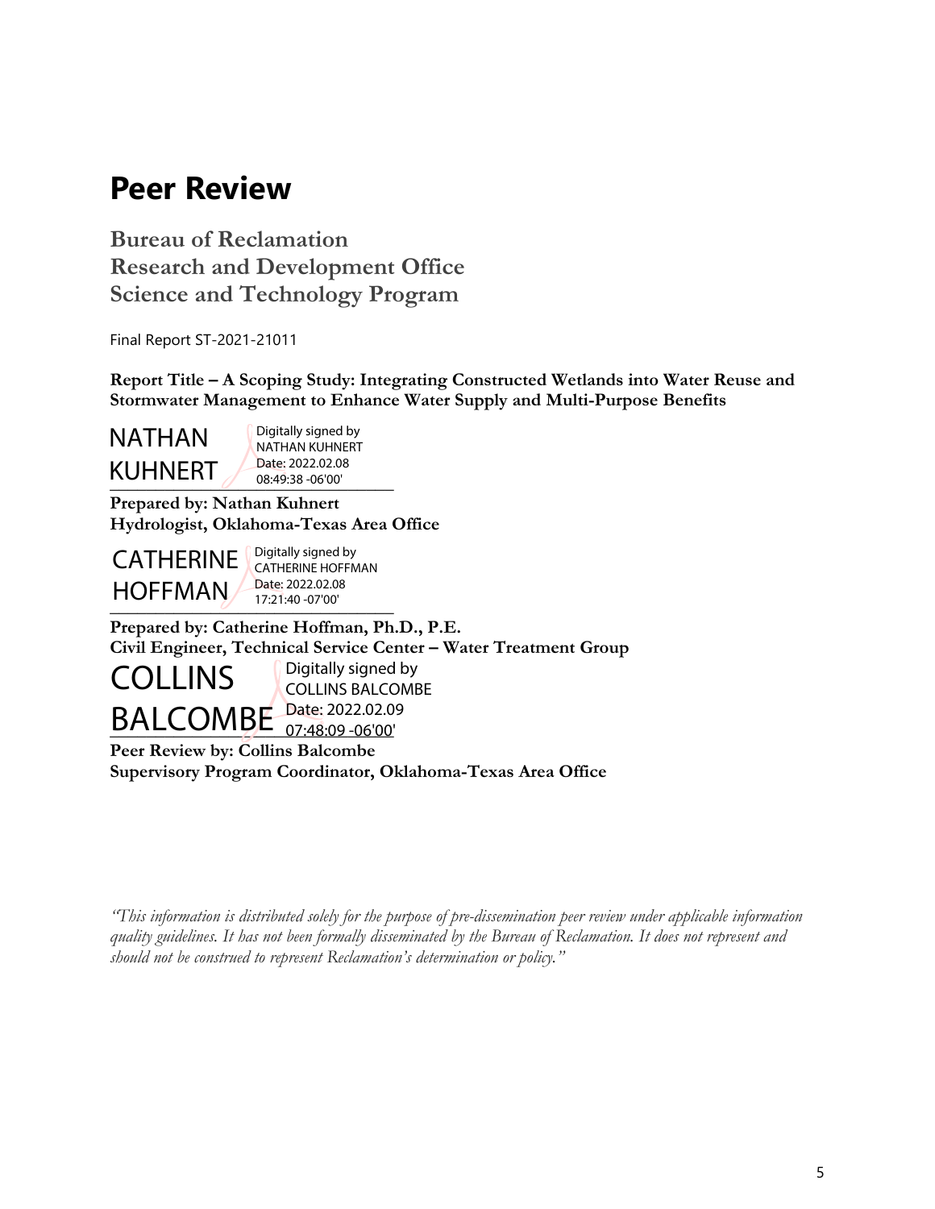# Peer Review

**Bureau of Reclamation**
**Research and Development Office**
**Science and Technology Program**

Final Report ST-2021-21011

**Report Title – A Scoping Study: Integrating Constructed Wetlands into Water Reuse and Stormwater Management to Enhance Water Supply and Multi-Purpose Benefits**

NATHAN KUHNERT
Digitally signed by NATHAN KUHNERT
Date: 2022.02.08 08:49:38 -06'00'

**Prepared by: Nathan Kuhnert**
**Hydrologist, Oklahoma-Texas Area Office**

CATHERINE HOFFMAN
Digitally signed by CATHERINE HOFFMAN
Date: 2022.02.08 17:21:40 -07'00'

**Prepared by: Catherine Hoffman, Ph.D., P.E.**
**Civil Engineer, Technical Service Center – Water Treatment Group**

COLLINS BALCOMBE
Digitally signed by COLLINS BALCOMBE
Date: 2022.02.09 07:48:09 -06'00'

**Peer Review by: Collins Balcombe**
**Supervisory Program Coordinator, Oklahoma-Texas Area Office**

*"This information is distributed solely for the purpose of pre-dissemination peer review under applicable information quality guidelines. It has not been formally disseminated by the Bureau of Reclamation. It does not represent and should not be construed to represent Reclamation's determination or policy."*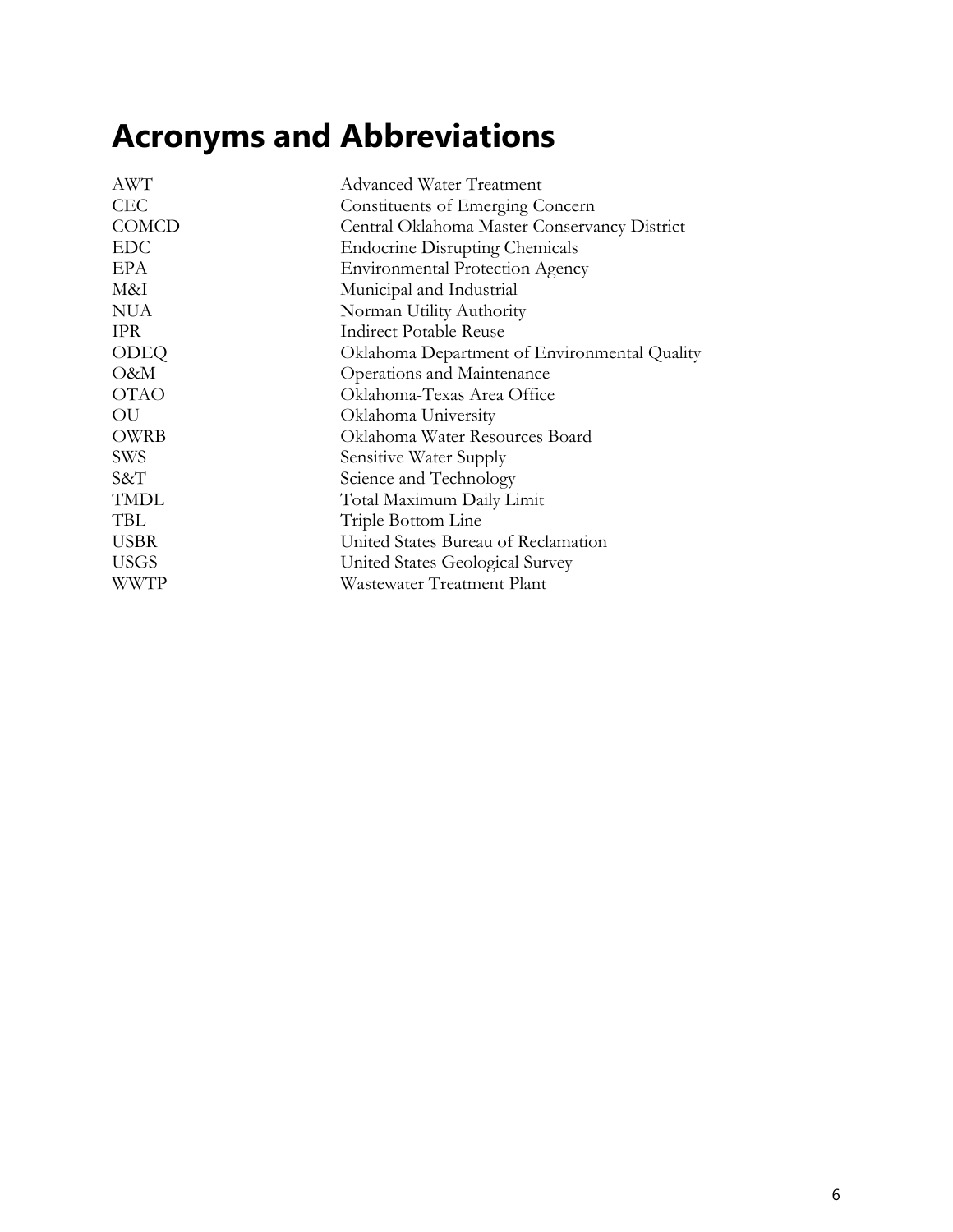# Acronyms and Abbreviations

| | |
|---|---|
| AWT | Advanced Water Treatment |
| CEC | Constituents of Emerging Concern |
| COMCD | Central Oklahoma Master Conservancy District |
| EDC | Endocrine Disrupting Chemicals |
| EPA | Environmental Protection Agency |
| M&I | Municipal and Industrial |
| NUA | Norman Utility Authority |
| IPR | Indirect Potable Reuse |
| ODEQ | Oklahoma Department of Environmental Quality |
| O&M | Operations and Maintenance |
| OTAO | Oklahoma-Texas Area Office |
| OU | Oklahoma University |
| OWRB | Oklahoma Water Resources Board |
| SWS | Sensitive Water Supply |
| S&T | Science and Technology |
| TMDL | Total Maximum Daily Limit |
| TBL | Triple Bottom Line |
| USBR | United States Bureau of Reclamation |
| USGS | United States Geological Survey |
| WWTP | Wastewater Treatment Plant |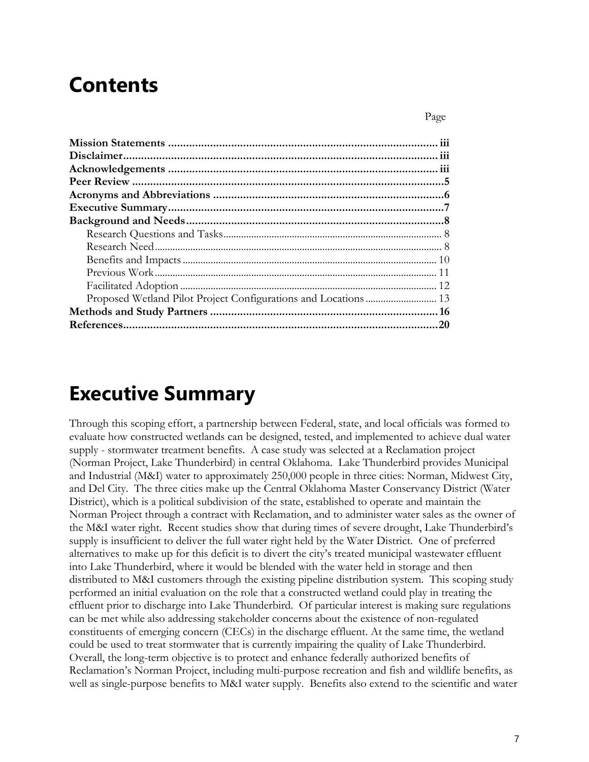# Contents

| | Page |
|---|---|
| **Mission Statements** | **iii** |
| **Disclaimer** | **iii** |
| **Acknowledgements** | **iii** |
| **Peer Review** | **5** |
| **Acronyms and Abbreviations** | **6** |
| **Executive Summary** | **7** |
| **Background and Needs** | **8** |
| Research Questions and Tasks | 8 |
| Research Need | 8 |
| Benefits and Impacts | 10 |
| Previous Work | 11 |
| Facilitated Adoption | 12 |
| Proposed Wetland Pilot Project Configurations and Locations | 13 |
| **Methods and Study Partners** | **16** |
| **References** | **20** |

# Executive Summary

Through this scoping effort, a partnership between Federal, state, and local officials was formed to evaluate how constructed wetlands can be designed, tested, and implemented to achieve dual water supply - stormwater treatment benefits. A case study was selected at a Reclamation project (Norman Project, Lake Thunderbird) in central Oklahoma. Lake Thunderbird provides Municipal and Industrial (M&I) water to approximately 250,000 people in three cities: Norman, Midwest City, and Del City. The three cities make up the Central Oklahoma Master Conservancy District (Water District), which is a political subdivision of the state, established to operate and maintain the Norman Project through a contract with Reclamation, and to administer water sales as the owner of the M&I water right. Recent studies show that during times of severe drought, Lake Thunderbird's supply is insufficient to deliver the full water right held by the Water District. One of preferred alternatives to make up for this deficit is to divert the city's treated municipal wastewater effluent into Lake Thunderbird, where it would be blended with the water held in storage and then distributed to M&I customers through the existing pipeline distribution system. This scoping study performed an initial evaluation on the role that a constructed wetland could play in treating the effluent prior to discharge into Lake Thunderbird. Of particular interest is making sure regulations can be met while also addressing stakeholder concerns about the existence of non-regulated constituents of emerging concern (CECs) in the discharge effluent. At the same time, the wetland could be used to treat stormwater that is currently impairing the quality of Lake Thunderbird. Overall, the long-term objective is to protect and enhance federally authorized benefits of Reclamation's Norman Project, including multi-purpose recreation and fish and wildlife benefits, as well as single-purpose benefits to M&I water supply. Benefits also extend to the scientific and water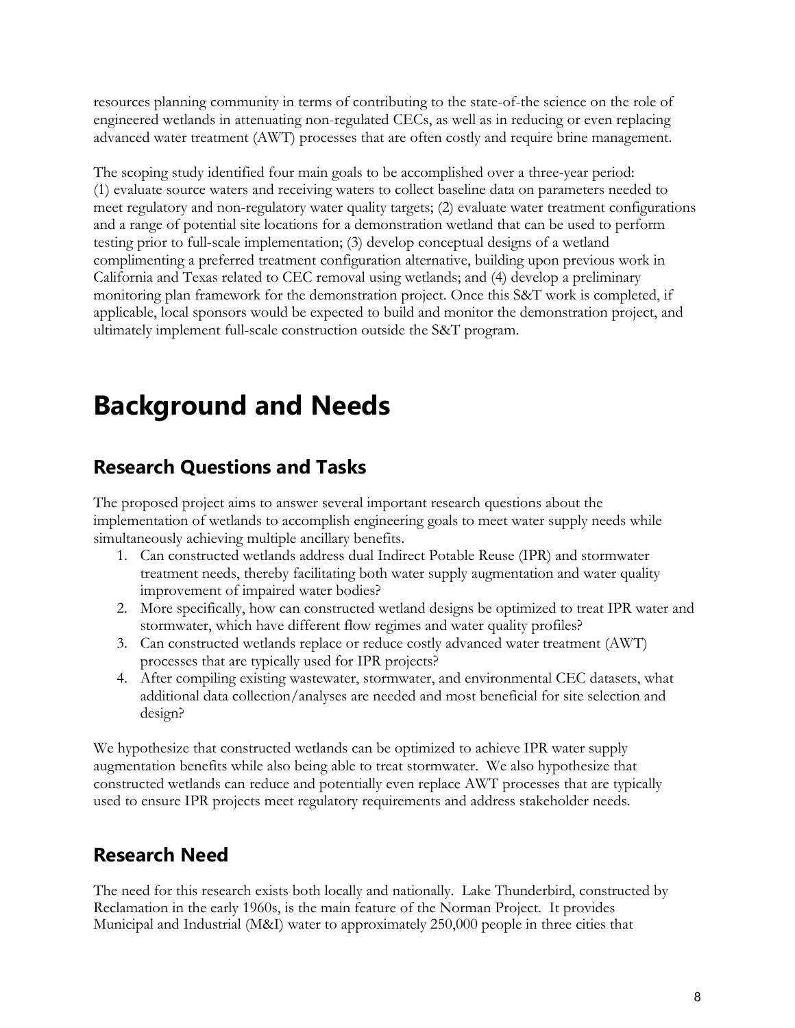resources planning community in terms of contributing to the state-of-the science on the role of engineered wetlands in attenuating non-regulated CECs, as well as in reducing or even replacing advanced water treatment (AWT) processes that are often costly and require brine management.

The scoping study identified four main goals to be accomplished over a three-year period: (1) evaluate source waters and receiving waters to collect baseline data on parameters needed to meet regulatory and non-regulatory water quality targets; (2) evaluate water treatment configurations and a range of potential site locations for a demonstration wetland that can be used to perform testing prior to full-scale implementation; (3) develop conceptual designs of a wetland complimenting a preferred treatment configuration alternative, building upon previous work in California and Texas related to CEC removal using wetlands; and (4) develop a preliminary monitoring plan framework for the demonstration project. Once this S&T work is completed, if applicable, local sponsors would be expected to build and monitor the demonstration project, and ultimately implement full-scale construction outside the S&T program.

# Background and Needs

## Research Questions and Tasks

The proposed project aims to answer several important research questions about the implementation of wetlands to accomplish engineering goals to meet water supply needs while simultaneously achieving multiple ancillary benefits.

1. Can constructed wetlands address dual Indirect Potable Reuse (IPR) and stormwater treatment needs, thereby facilitating both water supply augmentation and water quality improvement of impaired water bodies?
2. More specifically, how can constructed wetland designs be optimized to treat IPR water and stormwater, which have different flow regimes and water quality profiles?
3. Can constructed wetlands replace or reduce costly advanced water treatment (AWT) processes that are typically used for IPR projects?
4. After compiling existing wastewater, stormwater, and environmental CEC datasets, what additional data collection/analyses are needed and most beneficial for site selection and design?

We hypothesize that constructed wetlands can be optimized to achieve IPR water supply augmentation benefits while also being able to treat stormwater. We also hypothesize that constructed wetlands can reduce and potentially even replace AWT processes that are typically used to ensure IPR projects meet regulatory requirements and address stakeholder needs.

## Research Need

The need for this research exists both locally and nationally. Lake Thunderbird, constructed by Reclamation in the early 1960s, is the main feature of the Norman Project. It provides Municipal and Industrial (M&I) water to approximately 250,000 people in three cities that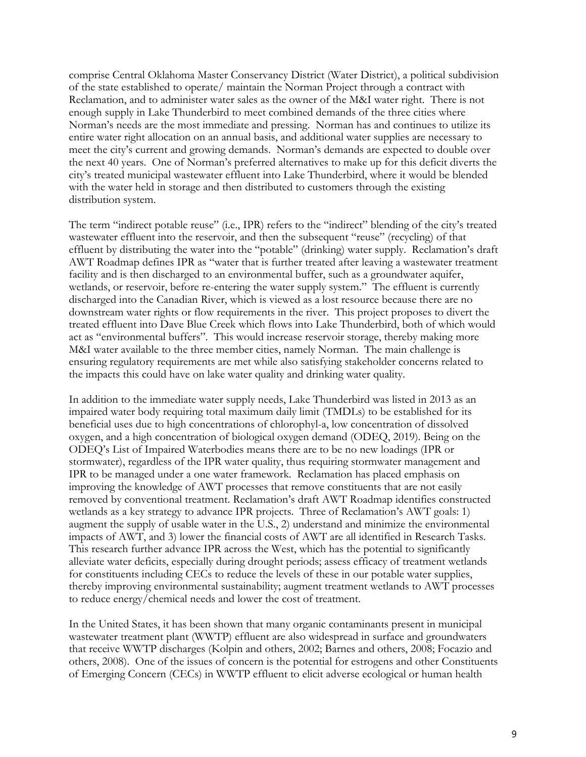comprise Central Oklahoma Master Conservancy District (Water District), a political subdivision of the state established to operate/ maintain the Norman Project through a contract with Reclamation, and to administer water sales as the owner of the M&I water right. There is not enough supply in Lake Thunderbird to meet combined demands of the three cities where Norman's needs are the most immediate and pressing. Norman has and continues to utilize its entire water right allocation on an annual basis, and additional water supplies are necessary to meet the city's current and growing demands. Norman's demands are expected to double over the next 40 years. One of Norman's preferred alternatives to make up for this deficit diverts the city's treated municipal wastewater effluent into Lake Thunderbird, where it would be blended with the water held in storage and then distributed to customers through the existing distribution system.

The term "indirect potable reuse" (i.e., IPR) refers to the "indirect" blending of the city's treated wastewater effluent into the reservoir, and then the subsequent "reuse" (recycling) of that effluent by distributing the water into the "potable" (drinking) water supply. Reclamation's draft AWT Roadmap defines IPR as "water that is further treated after leaving a wastewater treatment facility and is then discharged to an environmental buffer, such as a groundwater aquifer, wetlands, or reservoir, before re-entering the water supply system." The effluent is currently discharged into the Canadian River, which is viewed as a lost resource because there are no downstream water rights or flow requirements in the river. This project proposes to divert the treated effluent into Dave Blue Creek which flows into Lake Thunderbird, both of which would act as "environmental buffers". This would increase reservoir storage, thereby making more M&I water available to the three member cities, namely Norman. The main challenge is ensuring regulatory requirements are met while also satisfying stakeholder concerns related to the impacts this could have on lake water quality and drinking water quality.

In addition to the immediate water supply needs, Lake Thunderbird was listed in 2013 as an impaired water body requiring total maximum daily limit (TMDLs) to be established for its beneficial uses due to high concentrations of chlorophyl-a, low concentration of dissolved oxygen, and a high concentration of biological oxygen demand (ODEQ, 2019). Being on the ODEQ's List of Impaired Waterbodies means there are to be no new loadings (IPR or stormwater), regardless of the IPR water quality, thus requiring stormwater management and IPR to be managed under a one water framework. Reclamation has placed emphasis on improving the knowledge of AWT processes that remove constituents that are not easily removed by conventional treatment. Reclamation's draft AWT Roadmap identifies constructed wetlands as a key strategy to advance IPR projects. Three of Reclamation's AWT goals: 1) augment the supply of usable water in the U.S., 2) understand and minimize the environmental impacts of AWT, and 3) lower the financial costs of AWT are all identified in Research Tasks. This research further advance IPR across the West, which has the potential to significantly alleviate water deficits, especially during drought periods; assess efficacy of treatment wetlands for constituents including CECs to reduce the levels of these in our potable water supplies, thereby improving environmental sustainability; augment treatment wetlands to AWT processes to reduce energy/chemical needs and lower the cost of treatment.

In the United States, it has been shown that many organic contaminants present in municipal wastewater treatment plant (WWTP) effluent are also widespread in surface and groundwaters that receive WWTP discharges (Kolpin and others, 2002; Barnes and others, 2008; Focazio and others, 2008). One of the issues of concern is the potential for estrogens and other Constituents of Emerging Concern (CECs) in WWTP effluent to elicit adverse ecological or human health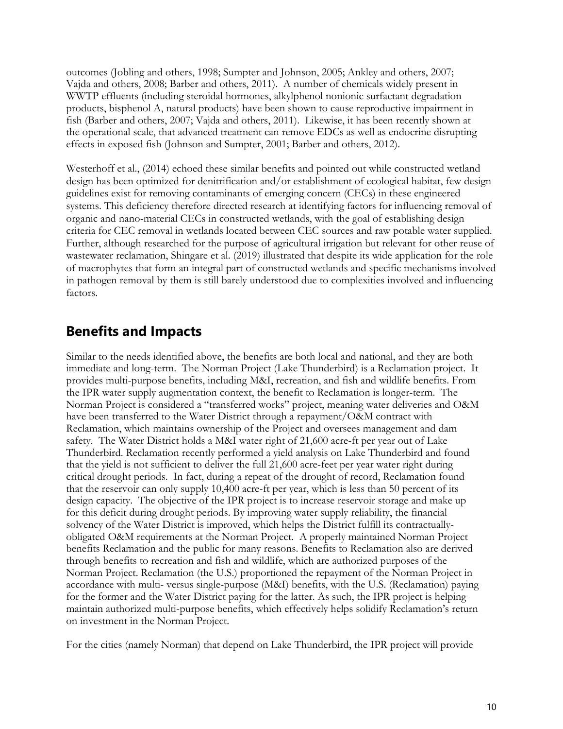outcomes (Jobling and others, 1998; Sumpter and Johnson, 2005; Ankley and others, 2007; Vajda and others, 2008; Barber and others, 2011). A number of chemicals widely present in WWTP effluents (including steroidal hormones, alkylphenol nonionic surfactant degradation products, bisphenol A, natural products) have been shown to cause reproductive impairment in fish (Barber and others, 2007; Vajda and others, 2011). Likewise, it has been recently shown at the operational scale, that advanced treatment can remove EDCs as well as endocrine disrupting effects in exposed fish (Johnson and Sumpter, 2001; Barber and others, 2012).

Westerhoff et al., (2014) echoed these similar benefits and pointed out while constructed wetland design has been optimized for denitrification and/or establishment of ecological habitat, few design guidelines exist for removing contaminants of emerging concern (CECs) in these engineered systems. This deficiency therefore directed research at identifying factors for influencing removal of organic and nano-material CECs in constructed wetlands, with the goal of establishing design criteria for CEC removal in wetlands located between CEC sources and raw potable water supplied. Further, although researched for the purpose of agricultural irrigation but relevant for other reuse of wastewater reclamation, Shingare et al. (2019) illustrated that despite its wide application for the role of macrophytes that form an integral part of constructed wetlands and specific mechanisms involved in pathogen removal by them is still barely understood due to complexities involved and influencing factors.

## Benefits and Impacts

Similar to the needs identified above, the benefits are both local and national, and they are both immediate and long-term. The Norman Project (Lake Thunderbird) is a Reclamation project. It provides multi-purpose benefits, including M&I, recreation, and fish and wildlife benefits. From the IPR water supply augmentation context, the benefit to Reclamation is longer-term. The Norman Project is considered a "transferred works" project, meaning water deliveries and O&M have been transferred to the Water District through a repayment/O&M contract with Reclamation, which maintains ownership of the Project and oversees management and dam safety. The Water District holds a M&I water right of 21,600 acre-ft per year out of Lake Thunderbird. Reclamation recently performed a yield analysis on Lake Thunderbird and found that the yield is not sufficient to deliver the full 21,600 acre-feet per year water right during critical drought periods. In fact, during a repeat of the drought of record, Reclamation found that the reservoir can only supply 10,400 acre-ft per year, which is less than 50 percent of its design capacity. The objective of the IPR project is to increase reservoir storage and make up for this deficit during drought periods. By improving water supply reliability, the financial solvency of the Water District is improved, which helps the District fulfill its contractually-obligated O&M requirements at the Norman Project. A properly maintained Norman Project benefits Reclamation and the public for many reasons. Benefits to Reclamation also are derived through benefits to recreation and fish and wildlife, which are authorized purposes of the Norman Project. Reclamation (the U.S.) proportioned the repayment of the Norman Project in accordance with multi- versus single-purpose (M&I) benefits, with the U.S. (Reclamation) paying for the former and the Water District paying for the latter. As such, the IPR project is helping maintain authorized multi-purpose benefits, which effectively helps solidify Reclamation's return on investment in the Norman Project.

For the cities (namely Norman) that depend on Lake Thunderbird, the IPR project will provide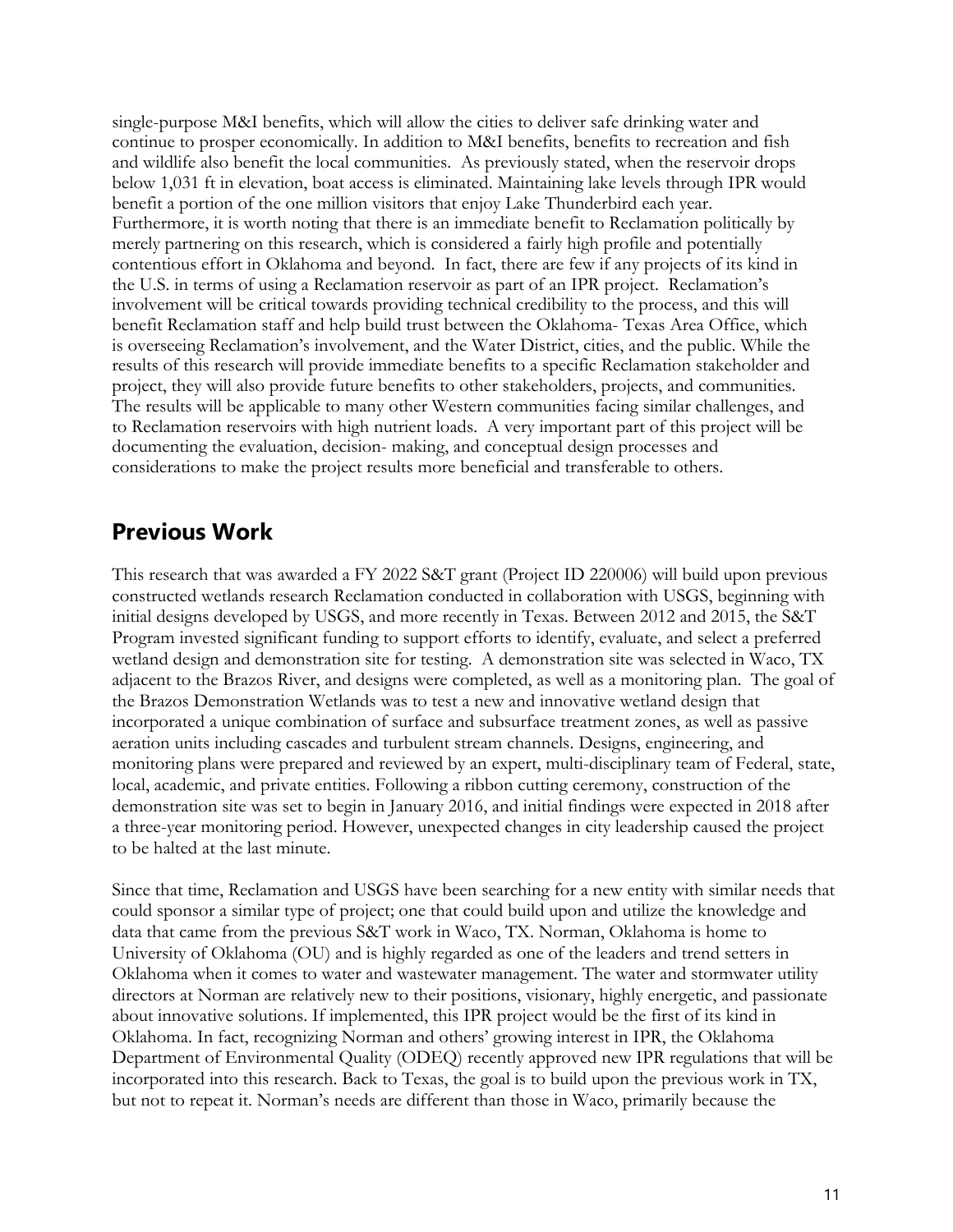single-purpose M&I benefits, which will allow the cities to deliver safe drinking water and continue to prosper economically. In addition to M&I benefits, benefits to recreation and fish and wildlife also benefit the local communities. As previously stated, when the reservoir drops below 1,031 ft in elevation, boat access is eliminated. Maintaining lake levels through IPR would benefit a portion of the one million visitors that enjoy Lake Thunderbird each year. Furthermore, it is worth noting that there is an immediate benefit to Reclamation politically by merely partnering on this research, which is considered a fairly high profile and potentially contentious effort in Oklahoma and beyond. In fact, there are few if any projects of its kind in the U.S. in terms of using a Reclamation reservoir as part of an IPR project. Reclamation's involvement will be critical towards providing technical credibility to the process, and this will benefit Reclamation staff and help build trust between the Oklahoma- Texas Area Office, which is overseeing Reclamation's involvement, and the Water District, cities, and the public. While the results of this research will provide immediate benefits to a specific Reclamation stakeholder and project, they will also provide future benefits to other stakeholders, projects, and communities. The results will be applicable to many other Western communities facing similar challenges, and to Reclamation reservoirs with high nutrient loads. A very important part of this project will be documenting the evaluation, decision- making, and conceptual design processes and considerations to make the project results more beneficial and transferable to others.

## Previous Work

This research that was awarded a FY 2022 S&T grant (Project ID 220006) will build upon previous constructed wetlands research Reclamation conducted in collaboration with USGS, beginning with initial designs developed by USGS, and more recently in Texas. Between 2012 and 2015, the S&T Program invested significant funding to support efforts to identify, evaluate, and select a preferred wetland design and demonstration site for testing. A demonstration site was selected in Waco, TX adjacent to the Brazos River, and designs were completed, as well as a monitoring plan. The goal of the Brazos Demonstration Wetlands was to test a new and innovative wetland design that incorporated a unique combination of surface and subsurface treatment zones, as well as passive aeration units including cascades and turbulent stream channels. Designs, engineering, and monitoring plans were prepared and reviewed by an expert, multi-disciplinary team of Federal, state, local, academic, and private entities. Following a ribbon cutting ceremony, construction of the demonstration site was set to begin in January 2016, and initial findings were expected in 2018 after a three-year monitoring period. However, unexpected changes in city leadership caused the project to be halted at the last minute.

Since that time, Reclamation and USGS have been searching for a new entity with similar needs that could sponsor a similar type of project; one that could build upon and utilize the knowledge and data that came from the previous S&T work in Waco, TX. Norman, Oklahoma is home to University of Oklahoma (OU) and is highly regarded as one of the leaders and trend setters in Oklahoma when it comes to water and wastewater management. The water and stormwater utility directors at Norman are relatively new to their positions, visionary, highly energetic, and passionate about innovative solutions. If implemented, this IPR project would be the first of its kind in Oklahoma. In fact, recognizing Norman and others' growing interest in IPR, the Oklahoma Department of Environmental Quality (ODEQ) recently approved new IPR regulations that will be incorporated into this research. Back to Texas, the goal is to build upon the previous work in TX, but not to repeat it. Norman's needs are different than those in Waco, primarily because the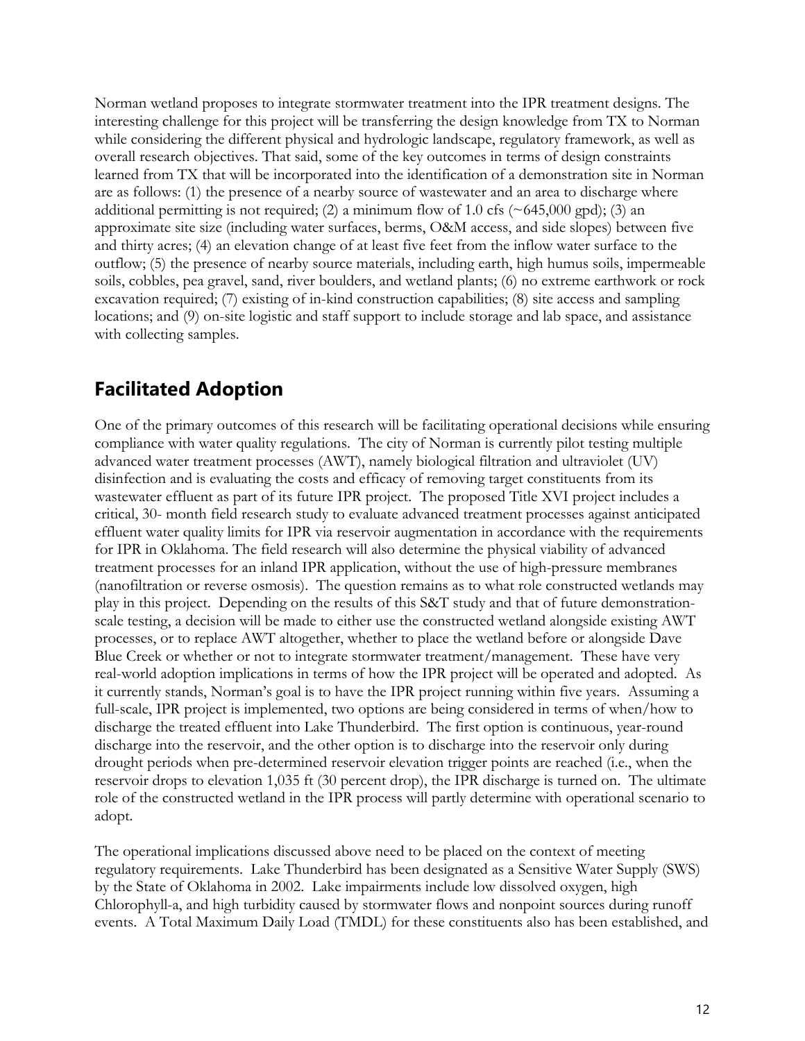Norman wetland proposes to integrate stormwater treatment into the IPR treatment designs. The interesting challenge for this project will be transferring the design knowledge from TX to Norman while considering the different physical and hydrologic landscape, regulatory framework, as well as overall research objectives. That said, some of the key outcomes in terms of design constraints learned from TX that will be incorporated into the identification of a demonstration site in Norman are as follows: (1) the presence of a nearby source of wastewater and an area to discharge where additional permitting is not required; (2) a minimum flow of 1.0 cfs (~645,000 gpd); (3) an approximate site size (including water surfaces, berms, O&M access, and side slopes) between five and thirty acres; (4) an elevation change of at least five feet from the inflow water surface to the outflow; (5) the presence of nearby source materials, including earth, high humus soils, impermeable soils, cobbles, pea gravel, sand, river boulders, and wetland plants; (6) no extreme earthwork or rock excavation required; (7) existing of in-kind construction capabilities; (8) site access and sampling locations; and (9) on-site logistic and staff support to include storage and lab space, and assistance with collecting samples.

## Facilitated Adoption

One of the primary outcomes of this research will be facilitating operational decisions while ensuring compliance with water quality regulations. The city of Norman is currently pilot testing multiple advanced water treatment processes (AWT), namely biological filtration and ultraviolet (UV) disinfection and is evaluating the costs and efficacy of removing target constituents from its wastewater effluent as part of its future IPR project. The proposed Title XVI project includes a critical, 30- month field research study to evaluate advanced treatment processes against anticipated effluent water quality limits for IPR via reservoir augmentation in accordance with the requirements for IPR in Oklahoma. The field research will also determine the physical viability of advanced treatment processes for an inland IPR application, without the use of high-pressure membranes (nanofiltration or reverse osmosis). The question remains as to what role constructed wetlands may play in this project. Depending on the results of this S&T study and that of future demonstration-scale testing, a decision will be made to either use the constructed wetland alongside existing AWT processes, or to replace AWT altogether, whether to place the wetland before or alongside Dave Blue Creek or whether or not to integrate stormwater treatment/management. These have very real-world adoption implications in terms of how the IPR project will be operated and adopted. As it currently stands, Norman's goal is to have the IPR project running within five years. Assuming a full-scale, IPR project is implemented, two options are being considered in terms of when/how to discharge the treated effluent into Lake Thunderbird. The first option is continuous, year-round discharge into the reservoir, and the other option is to discharge into the reservoir only during drought periods when pre-determined reservoir elevation trigger points are reached (i.e., when the reservoir drops to elevation 1,035 ft (30 percent drop), the IPR discharge is turned on. The ultimate role of the constructed wetland in the IPR process will partly determine with operational scenario to adopt.

The operational implications discussed above need to be placed on the context of meeting regulatory requirements. Lake Thunderbird has been designated as a Sensitive Water Supply (SWS) by the State of Oklahoma in 2002. Lake impairments include low dissolved oxygen, high Chlorophyll-a, and high turbidity caused by stormwater flows and nonpoint sources during runoff events. A Total Maximum Daily Load (TMDL) for these constituents also has been established, and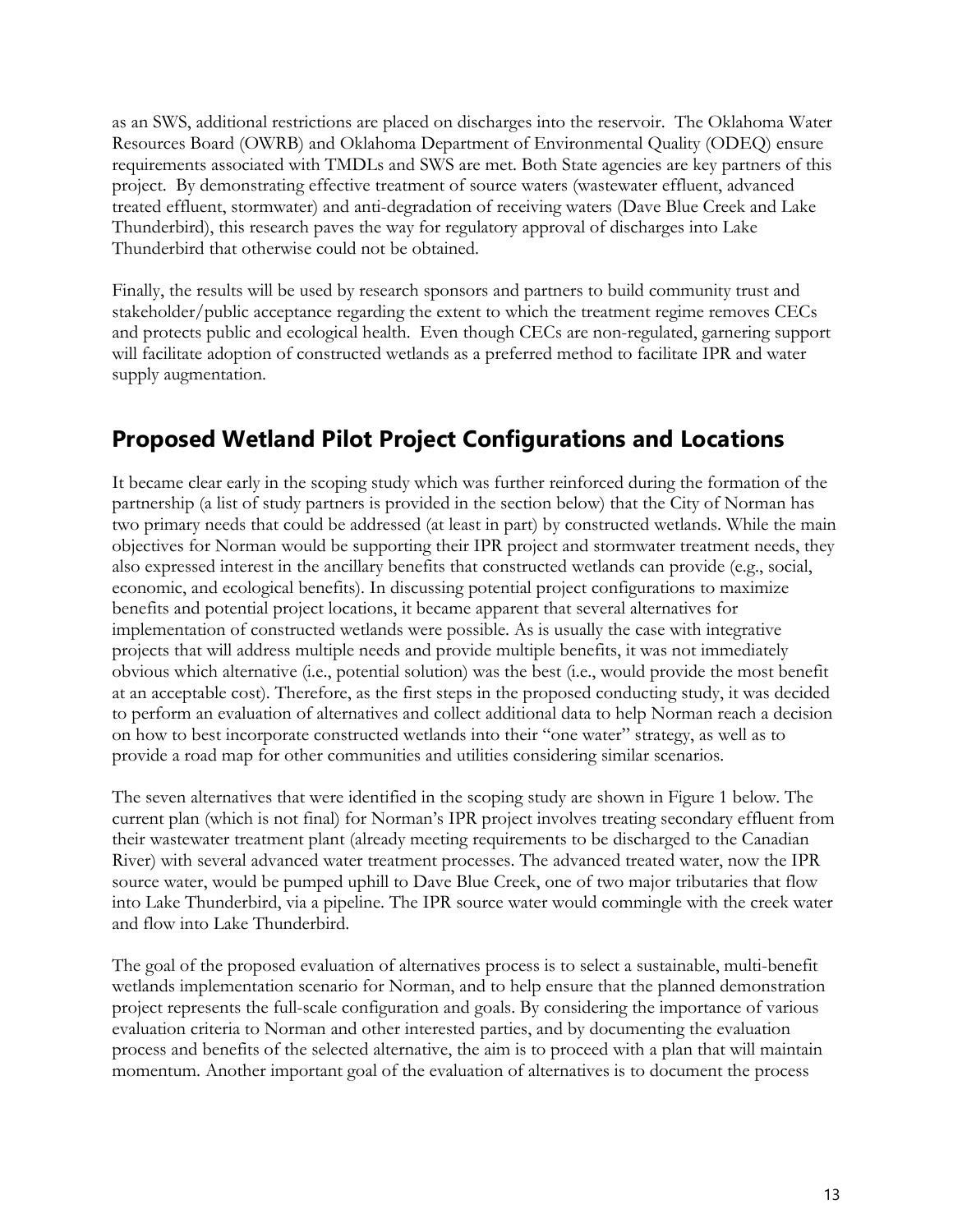as an SWS, additional restrictions are placed on discharges into the reservoir. The Oklahoma Water Resources Board (OWRB) and Oklahoma Department of Environmental Quality (ODEQ) ensure requirements associated with TMDLs and SWS are met. Both State agencies are key partners of this project. By demonstrating effective treatment of source waters (wastewater effluent, advanced treated effluent, stormwater) and anti-degradation of receiving waters (Dave Blue Creek and Lake Thunderbird), this research paves the way for regulatory approval of discharges into Lake Thunderbird that otherwise could not be obtained.

Finally, the results will be used by research sponsors and partners to build community trust and stakeholder/public acceptance regarding the extent to which the treatment regime removes CECs and protects public and ecological health. Even though CECs are non-regulated, garnering support will facilitate adoption of constructed wetlands as a preferred method to facilitate IPR and water supply augmentation.

## Proposed Wetland Pilot Project Configurations and Locations

It became clear early in the scoping study which was further reinforced during the formation of the partnership (a list of study partners is provided in the section below) that the City of Norman has two primary needs that could be addressed (at least in part) by constructed wetlands. While the main objectives for Norman would be supporting their IPR project and stormwater treatment needs, they also expressed interest in the ancillary benefits that constructed wetlands can provide (e.g., social, economic, and ecological benefits). In discussing potential project configurations to maximize benefits and potential project locations, it became apparent that several alternatives for implementation of constructed wetlands were possible. As is usually the case with integrative projects that will address multiple needs and provide multiple benefits, it was not immediately obvious which alternative (i.e., potential solution) was the best (i.e., would provide the most benefit at an acceptable cost). Therefore, as the first steps in the proposed conducting study, it was decided to perform an evaluation of alternatives and collect additional data to help Norman reach a decision on how to best incorporate constructed wetlands into their "one water" strategy, as well as to provide a road map for other communities and utilities considering similar scenarios.

The seven alternatives that were identified in the scoping study are shown in Figure 1 below. The current plan (which is not final) for Norman's IPR project involves treating secondary effluent from their wastewater treatment plant (already meeting requirements to be discharged to the Canadian River) with several advanced water treatment processes. The advanced treated water, now the IPR source water, would be pumped uphill to Dave Blue Creek, one of two major tributaries that flow into Lake Thunderbird, via a pipeline. The IPR source water would commingle with the creek water and flow into Lake Thunderbird.

The goal of the proposed evaluation of alternatives process is to select a sustainable, multi-benefit wetlands implementation scenario for Norman, and to help ensure that the planned demonstration project represents the full-scale configuration and goals. By considering the importance of various evaluation criteria to Norman and other interested parties, and by documenting the evaluation process and benefits of the selected alternative, the aim is to proceed with a plan that will maintain momentum. Another important goal of the evaluation of alternatives is to document the process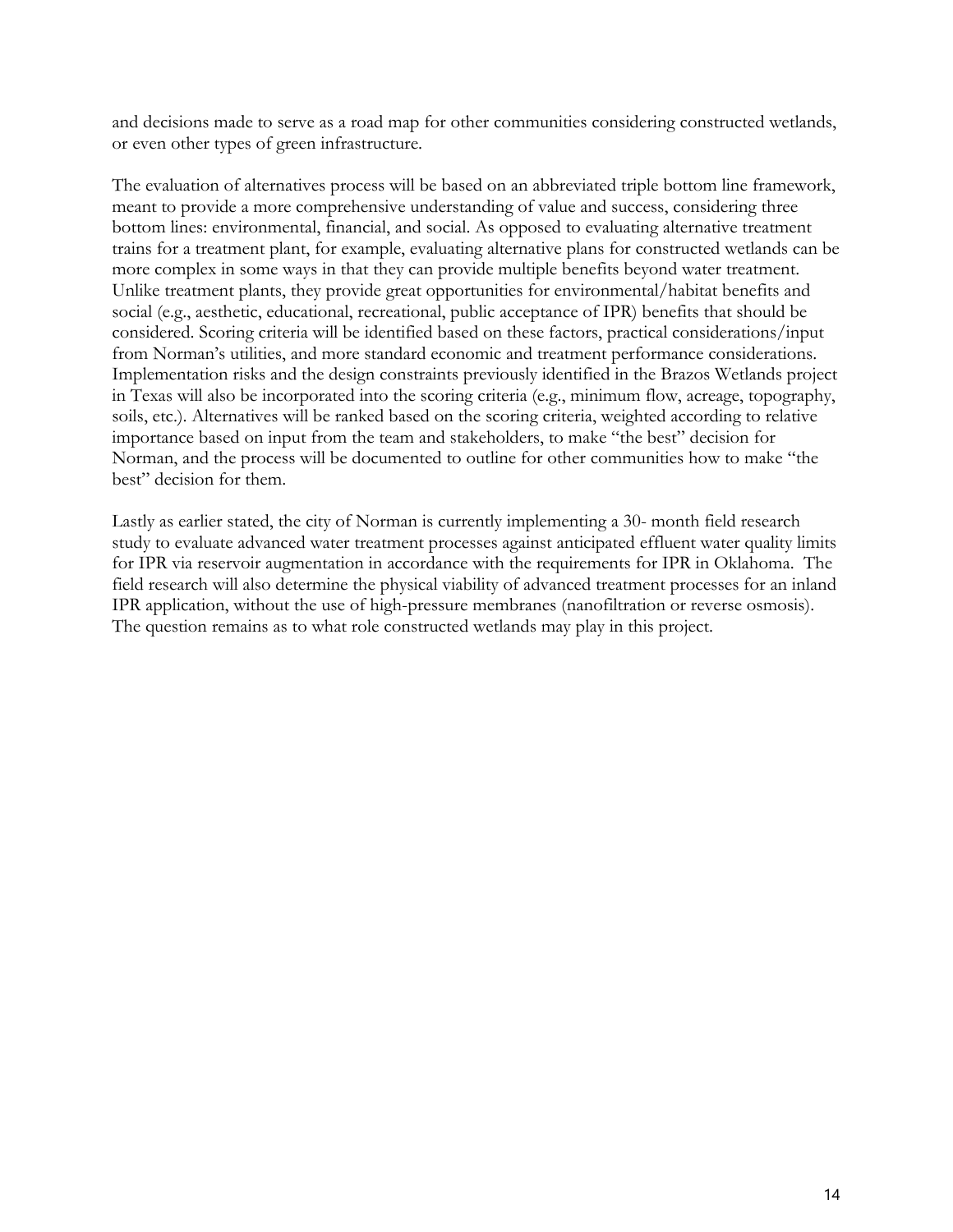and decisions made to serve as a road map for other communities considering constructed wetlands, or even other types of green infrastructure.

The evaluation of alternatives process will be based on an abbreviated triple bottom line framework, meant to provide a more comprehensive understanding of value and success, considering three bottom lines: environmental, financial, and social. As opposed to evaluating alternative treatment trains for a treatment plant, for example, evaluating alternative plans for constructed wetlands can be more complex in some ways in that they can provide multiple benefits beyond water treatment. Unlike treatment plants, they provide great opportunities for environmental/habitat benefits and social (e.g., aesthetic, educational, recreational, public acceptance of IPR) benefits that should be considered. Scoring criteria will be identified based on these factors, practical considerations/input from Norman's utilities, and more standard economic and treatment performance considerations. Implementation risks and the design constraints previously identified in the Brazos Wetlands project in Texas will also be incorporated into the scoring criteria (e.g., minimum flow, acreage, topography, soils, etc.). Alternatives will be ranked based on the scoring criteria, weighted according to relative importance based on input from the team and stakeholders, to make "the best" decision for Norman, and the process will be documented to outline for other communities how to make "the best" decision for them.

Lastly as earlier stated, the city of Norman is currently implementing a 30- month field research study to evaluate advanced water treatment processes against anticipated effluent water quality limits for IPR via reservoir augmentation in accordance with the requirements for IPR in Oklahoma. The field research will also determine the physical viability of advanced treatment processes for an inland IPR application, without the use of high-pressure membranes (nanofiltration or reverse osmosis). The question remains as to what role constructed wetlands may play in this project.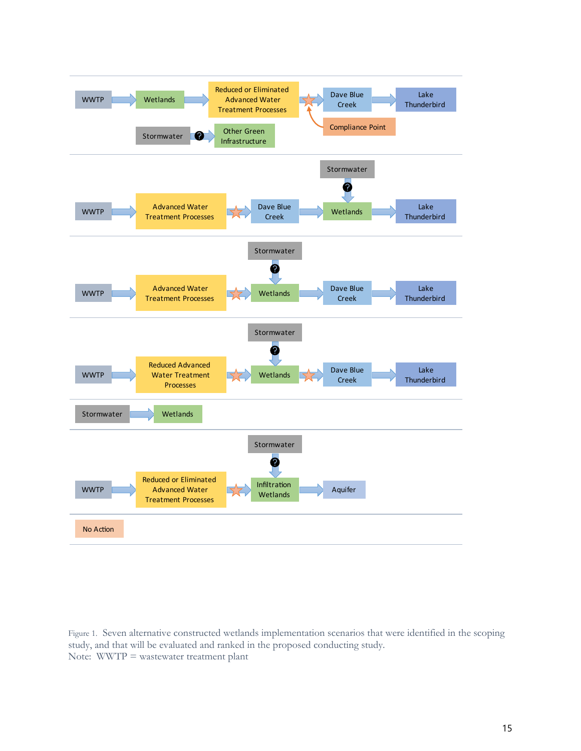Figure 1. Seven alternative constructed wetlands implementation scenarios that were identified in the scoping study, and that will be evaluated and ranked in the proposed conducting study.
Note: WWTP = wastewater treatment plant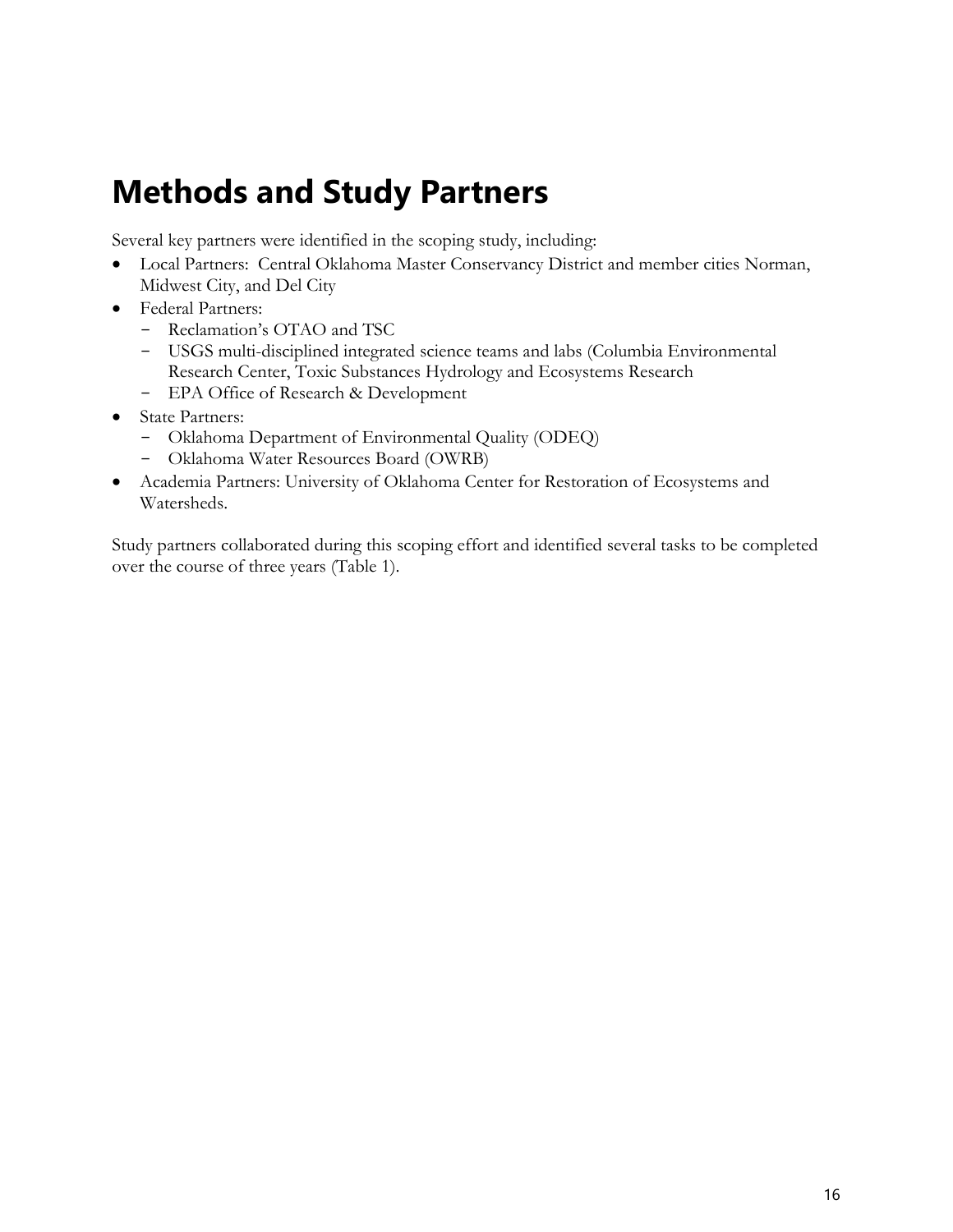# Methods and Study Partners

Several key partners were identified in the scoping study, including:

- Local Partners: Central Oklahoma Master Conservancy District and member cities Norman, Midwest City, and Del City
- Federal Partners:
  - Reclamation's OTAO and TSC
  - USGS multi-disciplined integrated science teams and labs (Columbia Environmental Research Center, Toxic Substances Hydrology and Ecosystems Research
  - EPA Office of Research & Development
- State Partners:
  - Oklahoma Department of Environmental Quality (ODEQ)
  - Oklahoma Water Resources Board (OWRB)
- Academia Partners: University of Oklahoma Center for Restoration of Ecosystems and Watersheds.

Study partners collaborated during this scoping effort and identified several tasks to be completed over the course of three years (Table 1).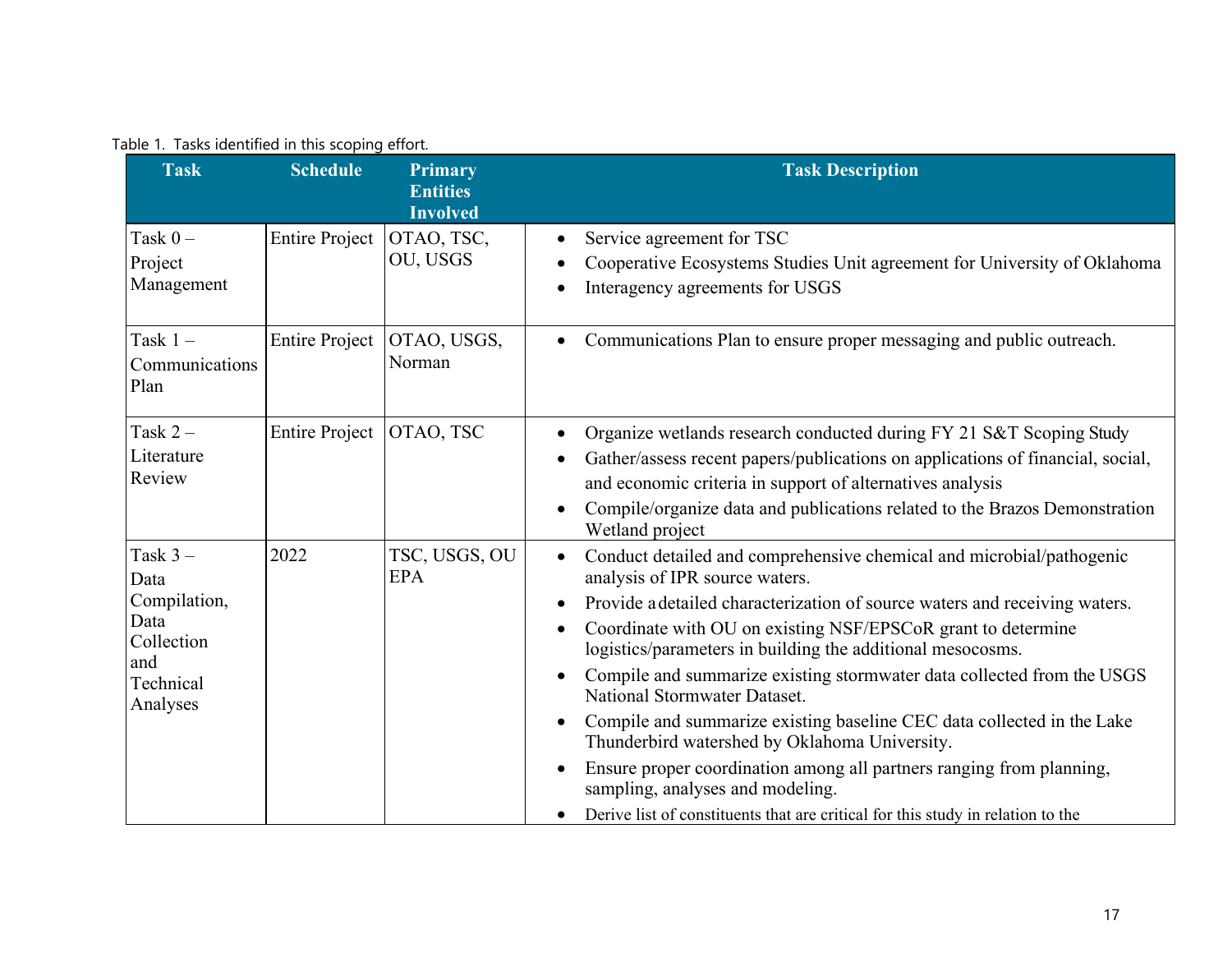Table 1. Tasks identified in this scoping effort.

| Task | Schedule | Primary Entities Involved | Task Description |
|---|---|---|---|
| Task 0 – Project Management | Entire Project | OTAO, TSC, OU, USGS | • Service agreement for TSC<br>• Cooperative Ecosystems Studies Unit agreement for University of Oklahoma<br>• Interagency agreements for USGS |
| Task 1 – Communications Plan | Entire Project | OTAO, USGS, Norman | • Communications Plan to ensure proper messaging and public outreach. |
| Task 2 – Literature Review | Entire Project | OTAO, TSC | • Organize wetlands research conducted during FY 21 S&T Scoping Study<br>• Gather/assess recent papers/publications on applications of financial, social, and economic criteria in support of alternatives analysis<br>• Compile/organize data and publications related to the Brazos Demonstration Wetland project |
| Task 3 – Data Compilation, Data Collection and Technical Analyses | 2022 | TSC, USGS, OU EPA | • Conduct detailed and comprehensive chemical and microbial/pathogenic analysis of IPR source waters.<br>• Provide a detailed characterization of source waters and receiving waters.<br>• Coordinate with OU on existing NSF/EPSCoR grant to determine logistics/parameters in building the additional mesocosms.<br>• Compile and summarize existing stormwater data collected from the USGS National Stormwater Dataset.<br>• Compile and summarize existing baseline CEC data collected in the Lake Thunderbird watershed by Oklahoma University.<br>• Ensure proper coordination among all partners ranging from planning, sampling, analyses and modeling.<br>• Derive list of constituents that are critical for this study in relation to the |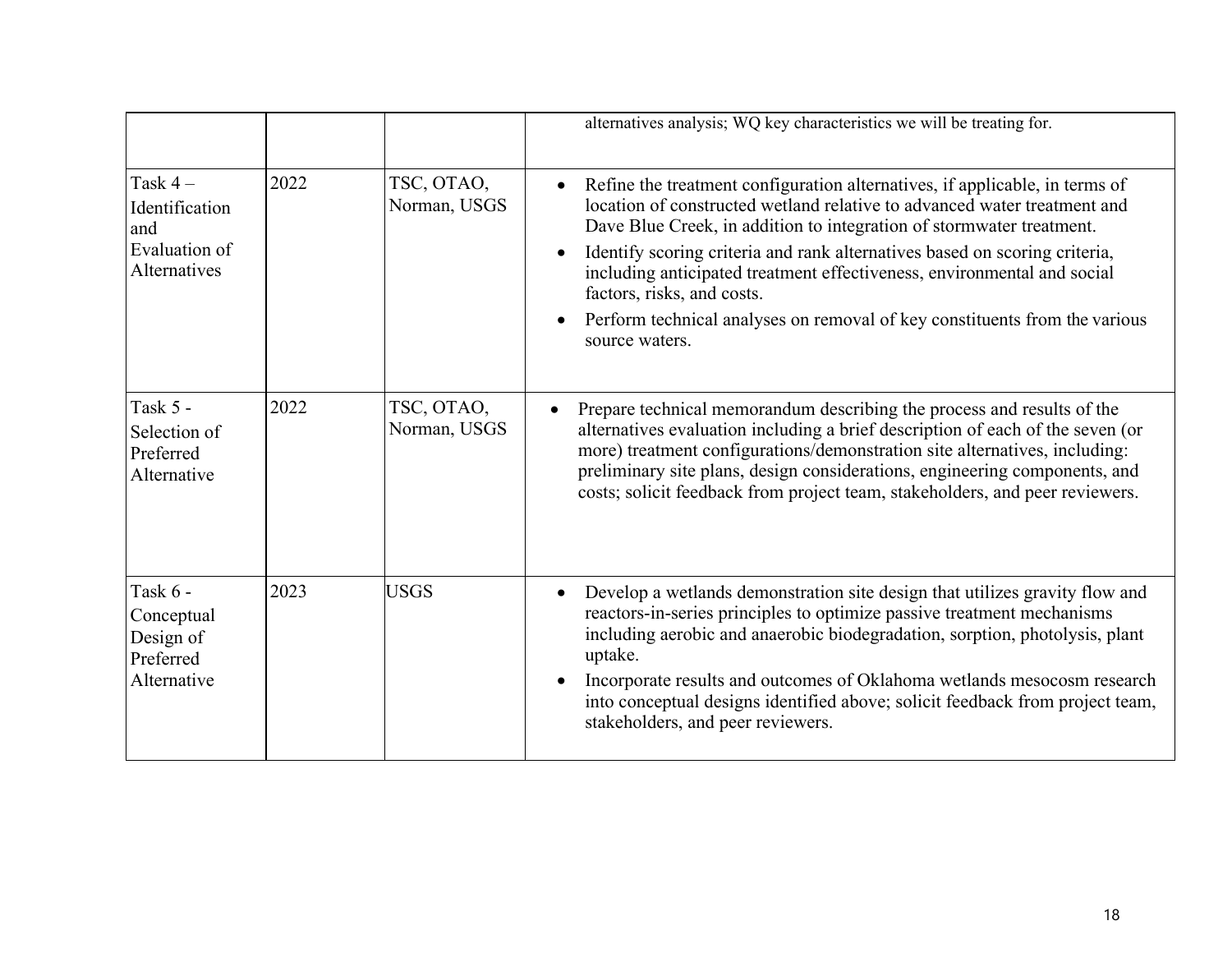| | | | |
|---|---|---|---|
| | | | alternatives analysis; WQ key characteristics we will be treating for. |
| Task 4 – Identification and Evaluation of Alternatives | 2022 | TSC, OTAO, Norman, USGS | • Refine the treatment configuration alternatives, if applicable, in terms of location of constructed wetland relative to advanced water treatment and Dave Blue Creek, in addition to integration of stormwater treatment.<br>• Identify scoring criteria and rank alternatives based on scoring criteria, including anticipated treatment effectiveness, environmental and social factors, risks, and costs.<br>• Perform technical analyses on removal of key constituents from the various source waters. |
| Task 5 - Selection of Preferred Alternative | 2022 | TSC, OTAO, Norman, USGS | • Prepare technical memorandum describing the process and results of the alternatives evaluation including a brief description of each of the seven (or more) treatment configurations/demonstration site alternatives, including: preliminary site plans, design considerations, engineering components, and costs; solicit feedback from project team, stakeholders, and peer reviewers. |
| Task 6 - Conceptual Design of Preferred Alternative | 2023 | USGS | • Develop a wetlands demonstration site design that utilizes gravity flow and reactors-in-series principles to optimize passive treatment mechanisms including aerobic and anaerobic biodegradation, sorption, photolysis, plant uptake.<br>• Incorporate results and outcomes of Oklahoma wetlands mesocosm research into conceptual designs identified above; solicit feedback from project team, stakeholders, and peer reviewers. |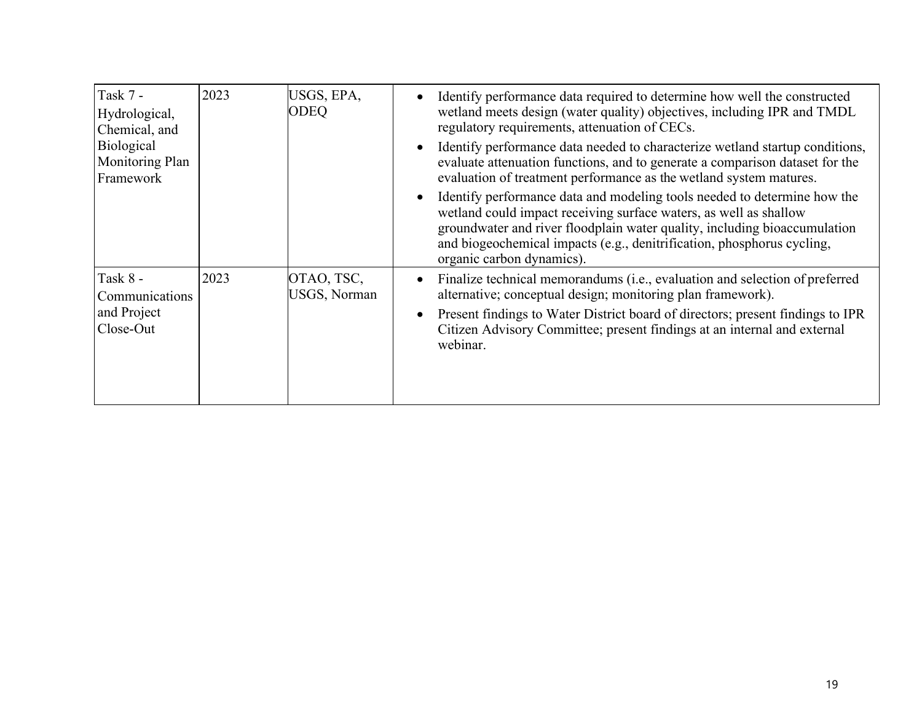| Task 7 - Hydrological, Chemical, and Biological Monitoring Plan Framework | 2023 | USGS, EPA, ODEQ | • Identify performance data required to determine how well the constructed wetland meets design (water quality) objectives, including IPR and TMDL regulatory requirements, attenuation of CECs.<br>• Identify performance data needed to characterize wetland startup conditions, evaluate attenuation functions, and to generate a comparison dataset for the evaluation of treatment performance as the wetland system matures.<br>• Identify performance data and modeling tools needed to determine how the wetland could impact receiving surface waters, as well as shallow groundwater and river floodplain water quality, including bioaccumulation and biogeochemical impacts (e.g., denitrification, phosphorus cycling, organic carbon dynamics). |
|---|---|---|---|
| Task 8 - Communications and Project Close-Out | 2023 | OTAO, TSC, USGS, Norman | • Finalize technical memorandums (i.e., evaluation and selection of preferred alternative; conceptual design; monitoring plan framework).<br>• Present findings to Water District board of directors; present findings to IPR Citizen Advisory Committee; present findings at an internal and external webinar. |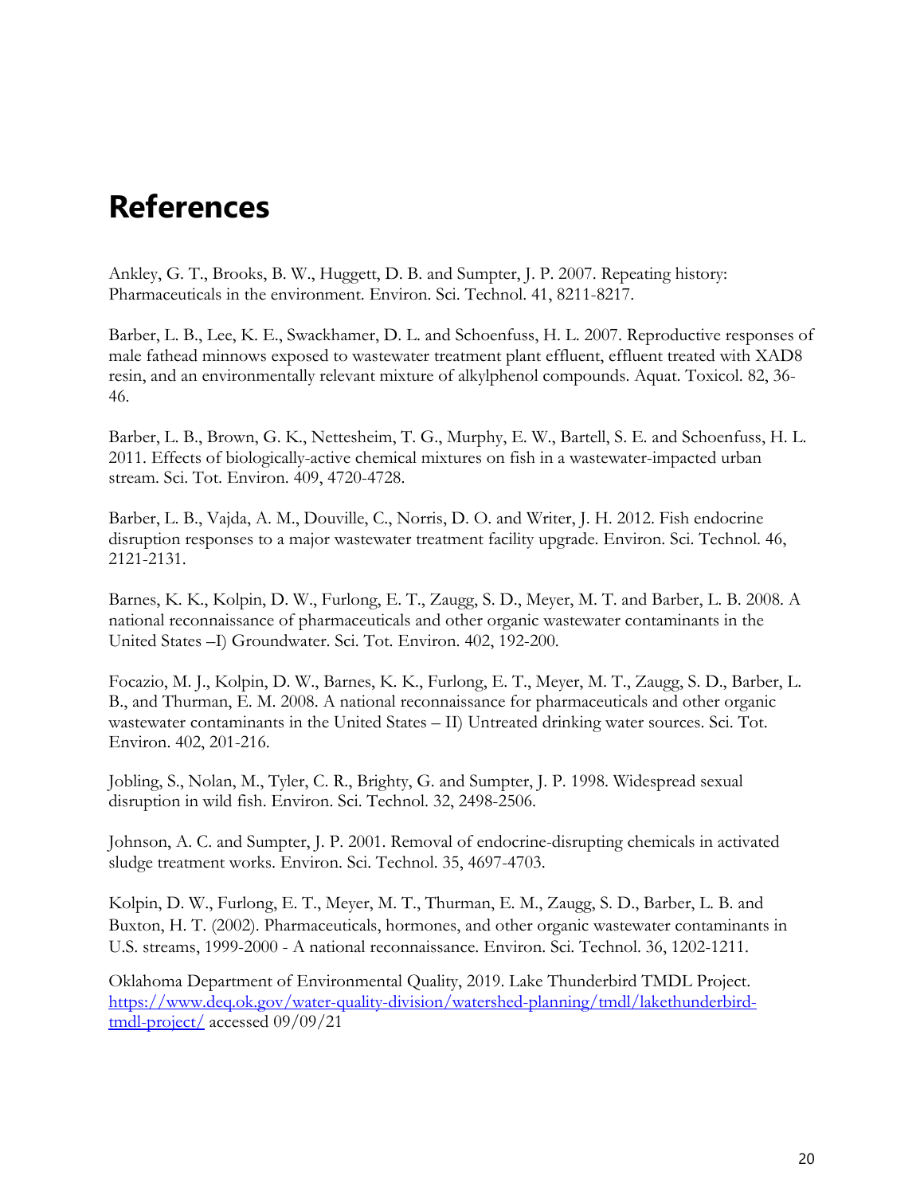# References

Ankley, G. T., Brooks, B. W., Huggett, D. B. and Sumpter, J. P. 2007. Repeating history: Pharmaceuticals in the environment. Environ. Sci. Technol. 41, 8211-8217.

Barber, L. B., Lee, K. E., Swackhamer, D. L. and Schoenfuss, H. L. 2007. Reproductive responses of male fathead minnows exposed to wastewater treatment plant effluent, effluent treated with XAD8 resin, and an environmentally relevant mixture of alkylphenol compounds. Aquat. Toxicol. 82, 36-46.

Barber, L. B., Brown, G. K., Nettesheim, T. G., Murphy, E. W., Bartell, S. E. and Schoenfuss, H. L. 2011. Effects of biologically-active chemical mixtures on fish in a wastewater-impacted urban stream. Sci. Tot. Environ. 409, 4720-4728.

Barber, L. B., Vajda, A. M., Douville, C., Norris, D. O. and Writer, J. H. 2012. Fish endocrine disruption responses to a major wastewater treatment facility upgrade. Environ. Sci. Technol. 46, 2121-2131.

Barnes, K. K., Kolpin, D. W., Furlong, E. T., Zaugg, S. D., Meyer, M. T. and Barber, L. B. 2008. A national reconnaissance of pharmaceuticals and other organic wastewater contaminants in the United States –I) Groundwater. Sci. Tot. Environ. 402, 192-200.

Focazio, M. J., Kolpin, D. W., Barnes, K. K., Furlong, E. T., Meyer, M. T., Zaugg, S. D., Barber, L. B., and Thurman, E. M. 2008. A national reconnaissance for pharmaceuticals and other organic wastewater contaminants in the United States – II) Untreated drinking water sources. Sci. Tot. Environ. 402, 201-216.

Jobling, S., Nolan, M., Tyler, C. R., Brighty, G. and Sumpter, J. P. 1998. Widespread sexual disruption in wild fish. Environ. Sci. Technol. 32, 2498-2506.

Johnson, A. C. and Sumpter, J. P. 2001. Removal of endocrine-disrupting chemicals in activated sludge treatment works. Environ. Sci. Technol. 35, 4697-4703.

Kolpin, D. W., Furlong, E. T., Meyer, M. T., Thurman, E. M., Zaugg, S. D., Barber, L. B. and Buxton, H. T. (2002). Pharmaceuticals, hormones, and other organic wastewater contaminants in U.S. streams, 1999-2000 - A national reconnaissance. Environ. Sci. Technol. 36, 1202-1211.

Oklahoma Department of Environmental Quality, 2019. Lake Thunderbird TMDL Project. [https://www.deq.ok.gov/water-quality-division/watershed-planning/tmdl/lakethunderbird-tmdl-project/](https://www.deq.ok.gov/water-quality-division/watershed-planning/tmdl/lakethunderbird-tmdl-project/) accessed 09/09/21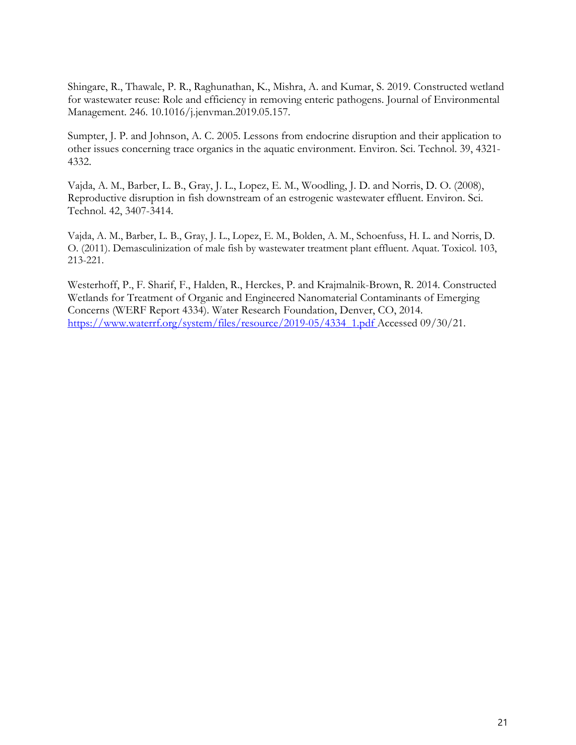Shingare, R., Thawale, P. R., Raghunathan, K., Mishra, A. and Kumar, S. 2019. Constructed wetland for wastewater reuse: Role and efficiency in removing enteric pathogens. Journal of Environmental Management. 246. 10.1016/j.jenvman.2019.05.157.

Sumpter, J. P. and Johnson, A. C. 2005. Lessons from endocrine disruption and their application to other issues concerning trace organics in the aquatic environment. Environ. Sci. Technol. 39, 4321-4332.

Vajda, A. M., Barber, L. B., Gray, J. L., Lopez, E. M., Woodling, J. D. and Norris, D. O. (2008), Reproductive disruption in fish downstream of an estrogenic wastewater effluent. Environ. Sci. Technol. 42, 3407-3414.

Vajda, A. M., Barber, L. B., Gray, J. L., Lopez, E. M., Bolden, A. M., Schoenfuss, H. L. and Norris, D. O. (2011). Demasculinization of male fish by wastewater treatment plant effluent. Aquat. Toxicol. 103, 213-221.

Westerhoff, P., F. Sharif, F., Halden, R., Herckes, P. and Krajmalnik-Brown, R. 2014. Constructed Wetlands for Treatment of Organic and Engineered Nanomaterial Contaminants of Emerging Concerns (WERF Report 4334). Water Research Foundation, Denver, CO, 2014. [https://www.waterrf.org/system/files/resource/2019-05/4334_1.pdf](https://www.waterrf.org/system/files/resource/2019-05/4334_1.pdf) Accessed 09/30/21.